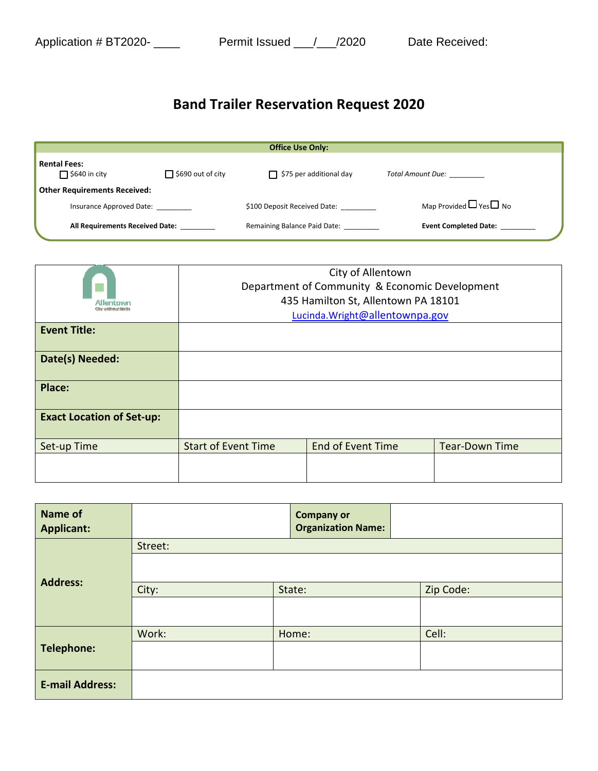Application # BT2020- ____ Permit Issued ___/___/2020 Date Received:

# Band Trailer Reservation Request 2020

| Office Use Only: | | | |
|---|---|---|---|
| **Rental Fees:** ☐ $640 in city | ☐ $690 out of city | ☐ $75 per additional day | *Total Amount Due:* ________ |
| **Other Requirements Received:** | | | |
| Insurance Approved Date: ________ | | $100 Deposit Received Date: ________ | Map Provided ☐ Yes ☐ No |
| **All Requirements Received Date:** ________ | | Remaining Balance Paid Date: ________ | **Event Completed Date:** ________ |

| Allentown City without limits | City of Allentown<br>Department of Community & Economic Development<br>435 Hamilton St, Allentown PA 18101<br>Lucinda.Wright@allentownpa.gov | | |
|---|---|---|---|
| **Event Title:** | | | |
| **Date(s) Needed:** | | | |
| **Place:** | | | |
| **Exact Location of Set-up:** | | | |
| Set-up Time | Start of Event Time | End of Event Time | Tear-Down Time |
| | | | |

| **Name of Applicant:** | | **Company or Organization Name:** | |
|---|---|---|---|
| **Address:** | Street: | | |
| | | | |
| | City: | State: | Zip Code: |
| | | | |
| **Telephone:** | Work: | Home: | Cell: |
| | | | |
| **E-mail Address:** | | | |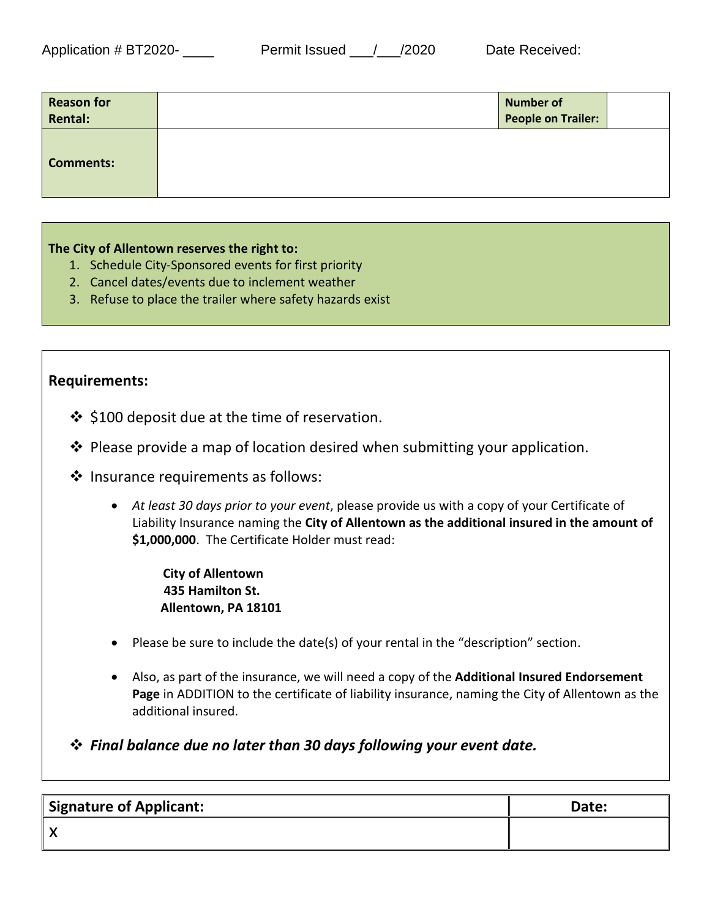Application # BT2020- ____ Permit Issued ___/___/2020 Date Received:

| | | | |
|---|---|---|---|
| **Reason for Rental:** | | **Number of People on Trailer:** | |
| **Comments:** | | | |

**The City of Allentown reserves the right to:**

1. Schedule City-Sponsored events for first priority
2. Cancel dates/events due to inclement weather
3. Refuse to place the trailer where safety hazards exist

**Requirements:**

- $100 deposit due at the time of reservation.
- Please provide a map of location desired when submitting your application.
- Insurance requirements as follows:
    - *At least 30 days prior to your event*, please provide us with a copy of your Certificate of Liability Insurance naming the **City of Allentown as the additional insured in the amount of $1,000,000**. The Certificate Holder must read:

      **City of Allentown**
      **435 Hamilton St.**
      **Allentown, PA 18101**

    - Please be sure to include the date(s) of your rental in the "description" section.
    - Also, as part of the insurance, we will need a copy of the **Additional Insured Endorsement Page** in ADDITION to the certificate of liability insurance, naming the City of Allentown as the additional insured.
- ***Final balance due no later than 30 days following your event date.***

| **Signature of Applicant:** | **Date:** |
|---|---|
| X | |